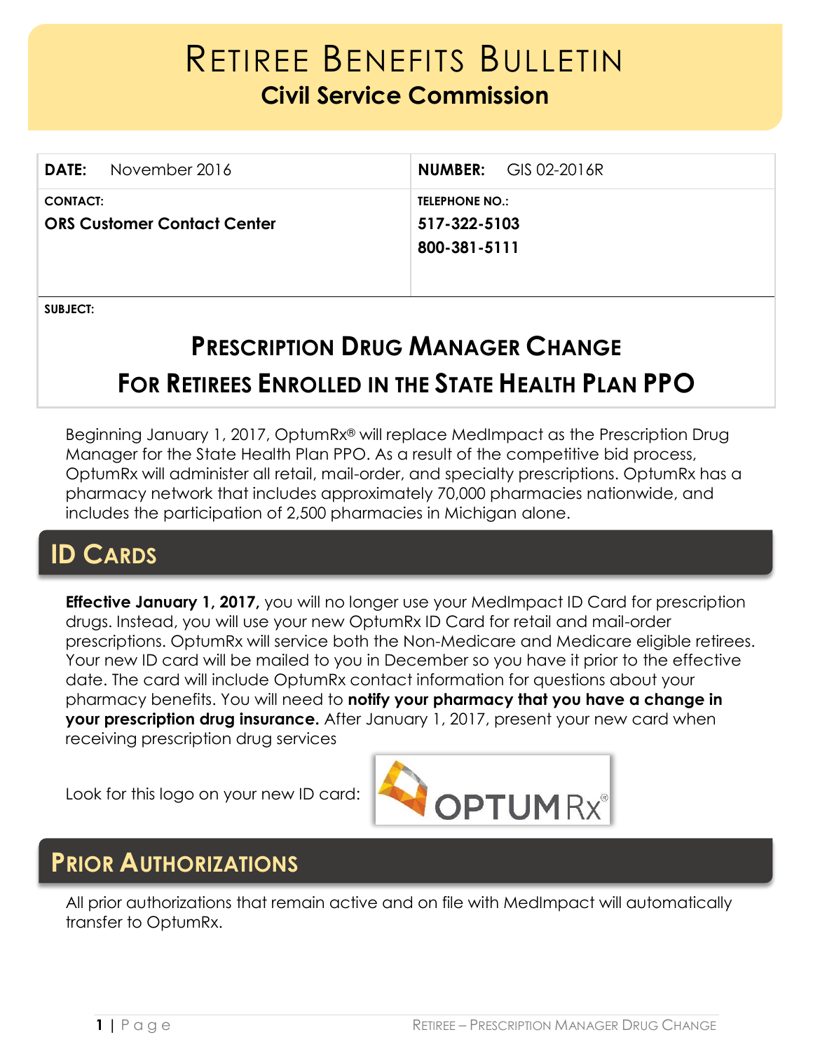# Retiree Benefits Bulletin

## Civil Service Commission

| **DATE:** November 2016 | **NUMBER:** GIS 02-2016R |
|---|---|
| **CONTACT:** **ORS Customer Contact Center** | **TELEPHONE NO.:** **517-322-5103** **800-381-5111** |

**SUBJECT:**

## Prescription Drug Manager Change For Retirees Enrolled in the State Health Plan PPO

Beginning January 1, 2017, OptumRx® will replace MedImpact as the Prescription Drug Manager for the State Health Plan PPO. As a result of the competitive bid process, OptumRx will administer all retail, mail-order, and specialty prescriptions. OptumRx has a pharmacy network that includes approximately 70,000 pharmacies nationwide, and includes the participation of 2,500 pharmacies in Michigan alone.

## ID Cards

**Effective January 1, 2017,** you will no longer use your MedImpact ID Card for prescription drugs. Instead, you will use your new OptumRx ID Card for retail and mail-order prescriptions. OptumRx will service both the Non-Medicare and Medicare eligible retirees. Your new ID card will be mailed to you in December so you have it prior to the effective date. The card will include OptumRx contact information for questions about your pharmacy benefits. You will need to **notify your pharmacy that you have a change in your prescription drug insurance.** After January 1, 2017, present your new card when receiving prescription drug services

Look for this logo on your new ID card: OPTUM Rx®

## Prior Authorizations

All prior authorizations that remain active and on file with MedImpact will automatically transfer to OptumRx.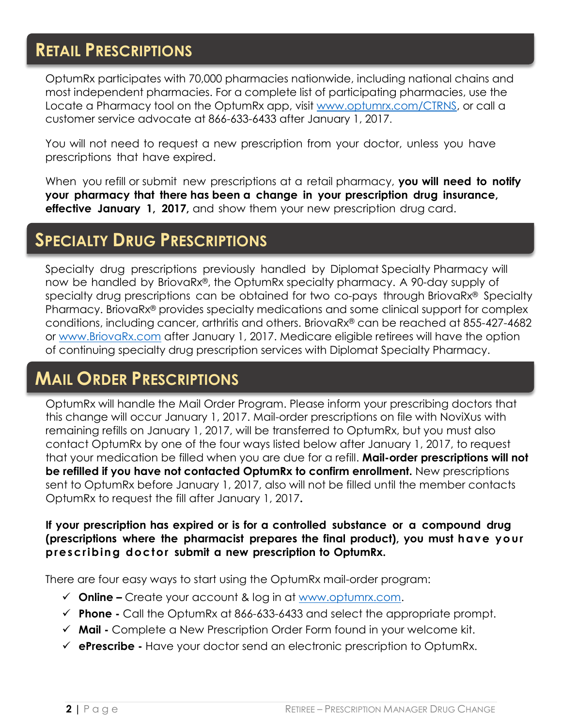## RETAIL PRESCRIPTIONS

OptumRx participates with 70,000 pharmacies nationwide, including national chains and most independent pharmacies. For a complete list of participating pharmacies, use the Locate a Pharmacy tool on the OptumRx app, visit www.optumrx.com/CTRNS, or call a customer service advocate at 866-633-6433 after January 1, 2017.

You will not need to request a new prescription from your doctor, unless you have prescriptions that have expired.

When you refill or submit new prescriptions at a retail pharmacy, **you will need to notify your pharmacy that there has been a change in your prescription drug insurance, effective January 1, 2017,** and show them your new prescription drug card.

## SPECIALTY DRUG PRESCRIPTIONS

Specialty drug prescriptions previously handled by Diplomat Specialty Pharmacy will now be handled by BriovaRx®, the OptumRx specialty pharmacy. A 90-day supply of specialty drug prescriptions can be obtained for two co-pays through BriovaRx® Specialty Pharmacy. BriovaRx® provides specialty medications and some clinical support for complex conditions, including cancer, arthritis and others. BriovaRx® can be reached at 855-427-4682 or www.BriovaRx.com after January 1, 2017. Medicare eligible retirees will have the option of continuing specialty drug prescription services with Diplomat Specialty Pharmacy.

## MAIL ORDER PRESCRIPTIONS

OptumRx will handle the Mail Order Program. Please inform your prescribing doctors that this change will occur January 1, 2017. Mail-order prescriptions on file with NoviXus with remaining refills on January 1, 2017, will be transferred to OptumRx, but you must also contact OptumRx by one of the four ways listed below after January 1, 2017, to request that your medication be filled when you are due for a refill. **Mail-order prescriptions will not be refilled if you have not contacted OptumRx to confirm enrollment.** New prescriptions sent to OptumRx before January 1, 2017, also will not be filled until the member contacts OptumRx to request the fill after January 1, 2017.

**If your prescription has expired or is for a controlled substance or a compound drug (prescriptions where the pharmacist prepares the final product), you must have your prescribing doctor submit a new prescription to OptumRx.**

There are four easy ways to start using the OptumRx mail-order program:

- ✓ **Online –** Create your account & log in at www.optumrx.com.
- ✓ **Phone -** Call the OptumRx at 866-633-6433 and select the appropriate prompt.
- ✓ **Mail -** Complete a New Prescription Order Form found in your welcome kit.
- ✓ **ePrescribe -** Have your doctor send an electronic prescription to OptumRx.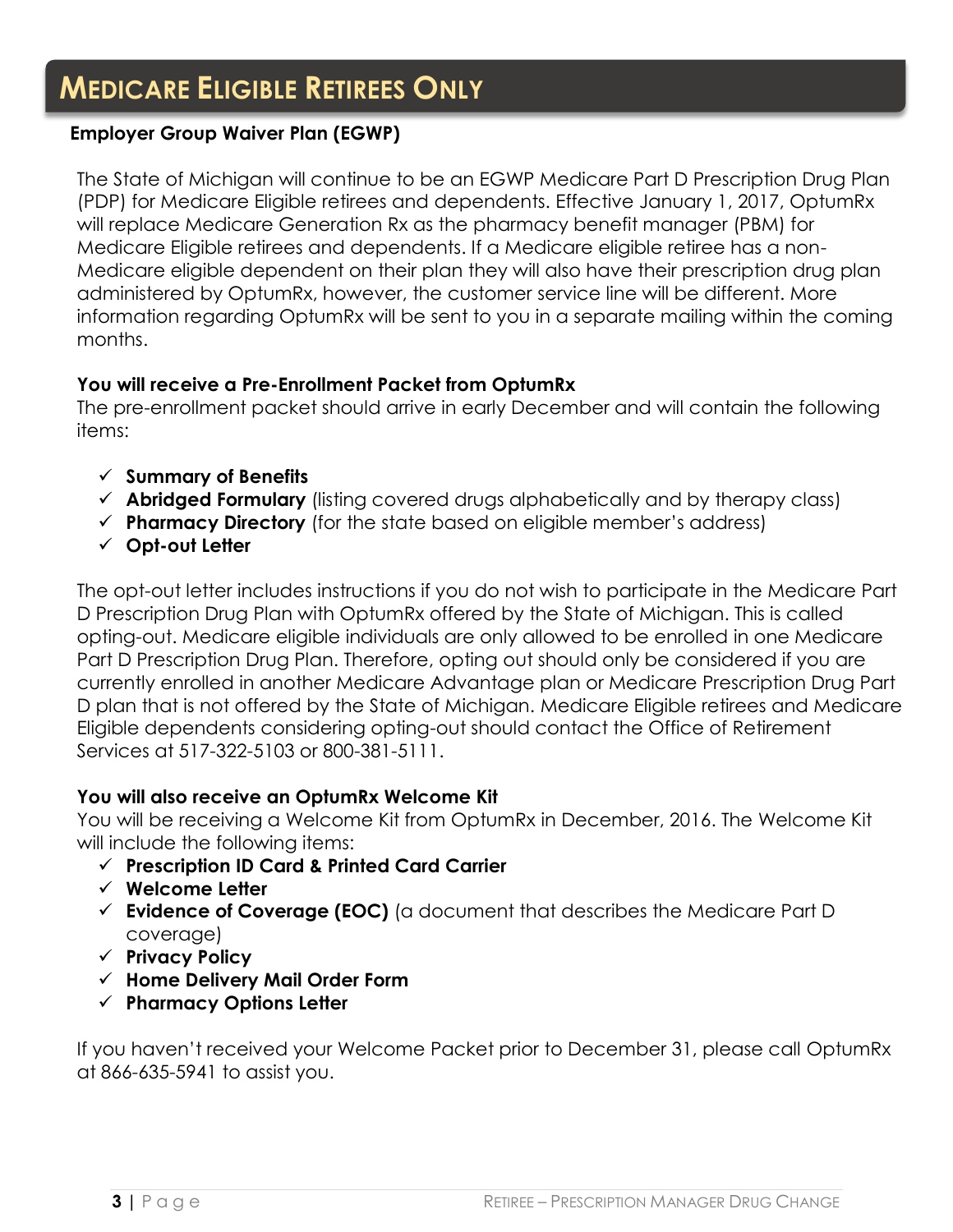# Medicare Eligible Retirees Only

**Employer Group Waiver Plan (EGWP)**

The State of Michigan will continue to be an EGWP Medicare Part D Prescription Drug Plan (PDP) for Medicare Eligible retirees and dependents. Effective January 1, 2017, OptumRx will replace Medicare Generation Rx as the pharmacy benefit manager (PBM) for Medicare Eligible retirees and dependents. If a Medicare eligible retiree has a non-Medicare eligible dependent on their plan they will also have their prescription drug plan administered by OptumRx, however, the customer service line will be different. More information regarding OptumRx will be sent to you in a separate mailing within the coming months.

**You will receive a Pre-Enrollment Packet from OptumRx**

The pre-enrollment packet should arrive in early December and will contain the following items:

- ✓ **Summary of Benefits**
- ✓ **Abridged Formulary** (listing covered drugs alphabetically and by therapy class)
- ✓ **Pharmacy Directory** (for the state based on eligible member's address)
- ✓ **Opt-out Letter**

The opt-out letter includes instructions if you do not wish to participate in the Medicare Part D Prescription Drug Plan with OptumRx offered by the State of Michigan. This is called opting-out. Medicare eligible individuals are only allowed to be enrolled in one Medicare Part D Prescription Drug Plan. Therefore, opting out should only be considered if you are currently enrolled in another Medicare Advantage plan or Medicare Prescription Drug Part D plan that is not offered by the State of Michigan. Medicare Eligible retirees and Medicare Eligible dependents considering opting-out should contact the Office of Retirement Services at 517-322-5103 or 800-381-5111.

**You will also receive an OptumRx Welcome Kit**

You will be receiving a Welcome Kit from OptumRx in December, 2016. The Welcome Kit will include the following items:

- ✓ **Prescription ID Card & Printed Card Carrier**
- ✓ **Welcome Letter**
- ✓ **Evidence of Coverage (EOC)** (a document that describes the Medicare Part D coverage)
- ✓ **Privacy Policy**
- ✓ **Home Delivery Mail Order Form**
- ✓ **Pharmacy Options Letter**

If you haven't received your Welcome Packet prior to December 31, please call OptumRx at 866-635-5941 to assist you.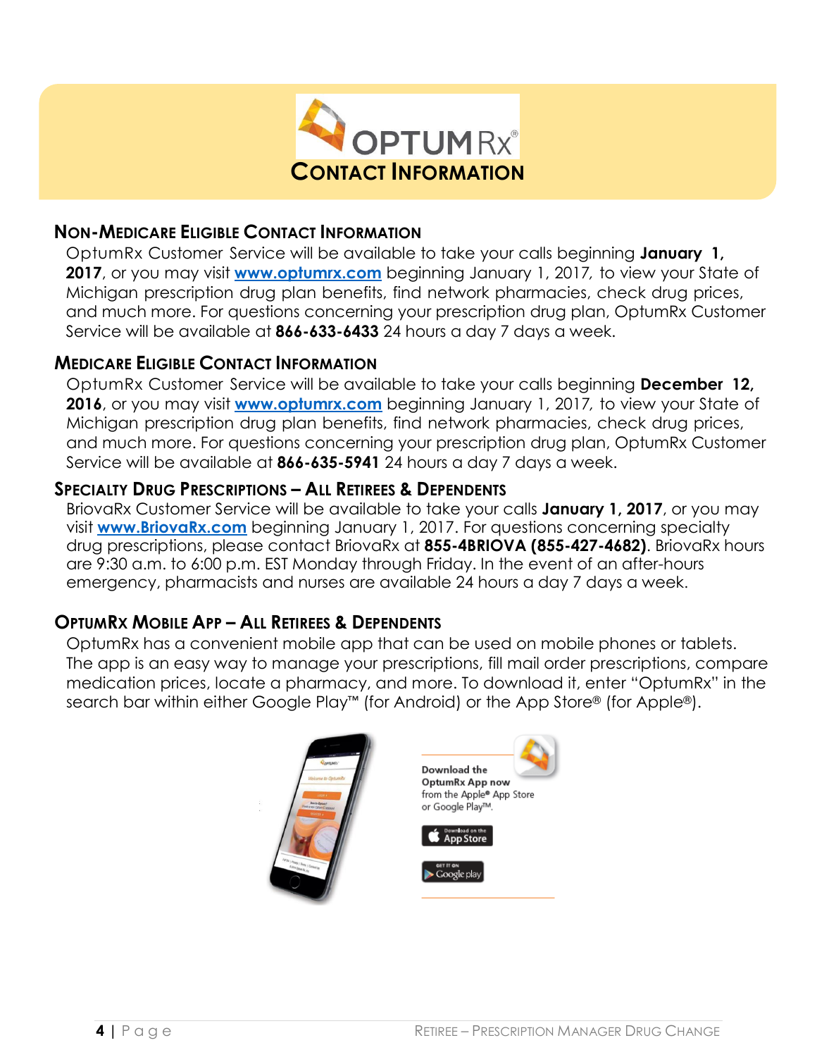# OPTUMRx
# Contact Information

## Non-Medicare Eligible Contact Information

OptumRx Customer Service will be available to take your calls beginning **January 1, 2017**, or you may visit [www.optumrx.com](http://www.optumrx.com) beginning January 1, 2017, to view your State of Michigan prescription drug plan benefits, find network pharmacies, check drug prices, and much more. For questions concerning your prescription drug plan, OptumRx Customer Service will be available at **866-633-6433** 24 hours a day 7 days a week.

## Medicare Eligible Contact Information

OptumRx Customer Service will be available to take your calls beginning **December 12, 2016**, or you may visit [www.optumrx.com](http://www.optumrx.com) beginning January 1, 2017, to view your State of Michigan prescription drug plan benefits, find network pharmacies, check drug prices, and much more. For questions concerning your prescription drug plan, OptumRx Customer Service will be available at **866-635-5941** 24 hours a day 7 days a week.

## Specialty Drug Prescriptions – All Retirees & Dependents

BriovaRx Customer Service will be available to take your calls **January 1, 2017**, or you may visit [www.BriovaRx.com](http://www.BriovaRx.com) beginning January 1, 2017. For questions concerning specialty drug prescriptions, please contact BriovaRx at **855-4BRIOVA (855-427-4682)**. BriovaRx hours are 9:30 a.m. to 6:00 p.m. EST Monday through Friday. In the event of an after-hours emergency, pharmacists and nurses are available 24 hours a day 7 days a week.

## OptumRx Mobile App – All Retirees & Dependents

OptumRx has a convenient mobile app that can be used on mobile phones or tablets. The app is an easy way to manage your prescriptions, fill mail order prescriptions, compare medication prices, locate a pharmacy, and more. To download it, enter "OptumRx" in the search bar within either Google Play™ (for Android) or the App Store® (for Apple®).

**Download the OptumRx App now** from the Apple® App Store or Google Play™.

Download on the App Store

GET IT ON Google play